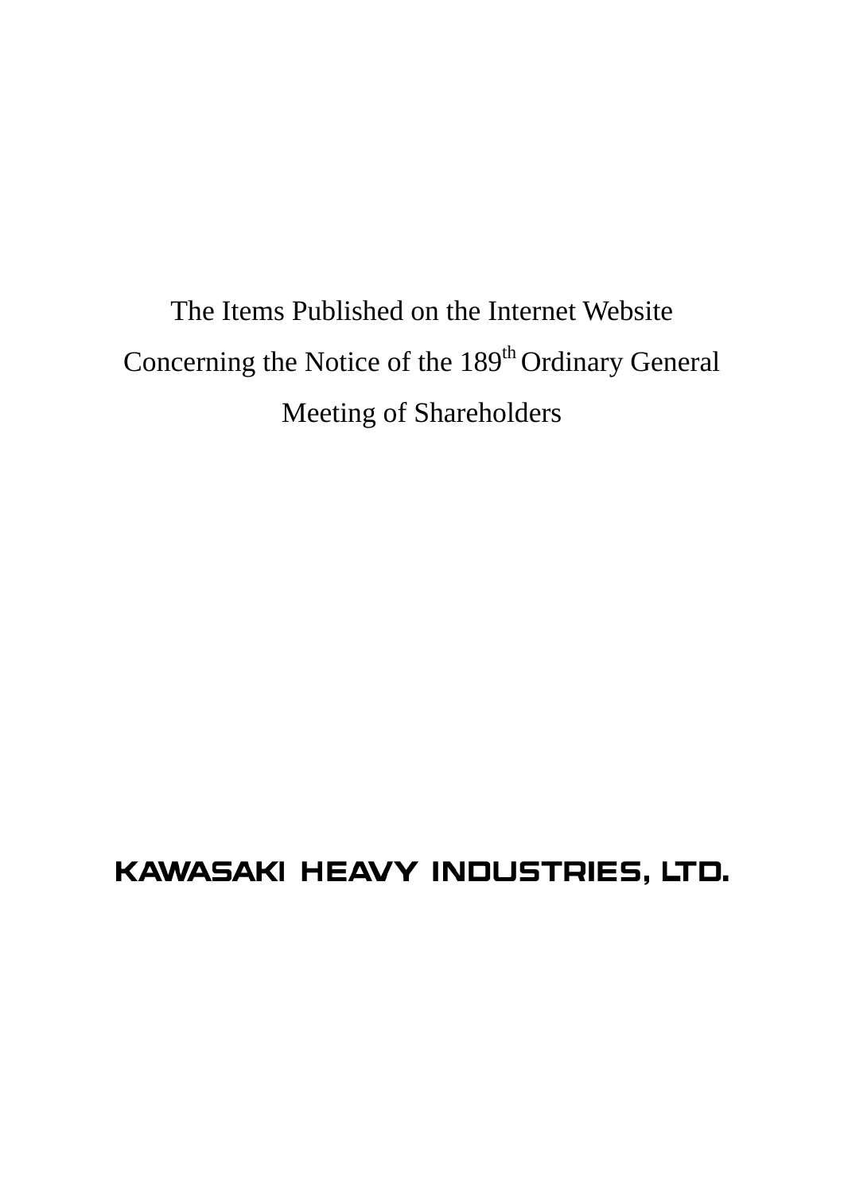# The Items Published on the Internet Website Concerning the Notice of the 189th Ordinary General Meeting of Shareholders

**KAWASAKI HEAVY INDUSTRIES, LTD.**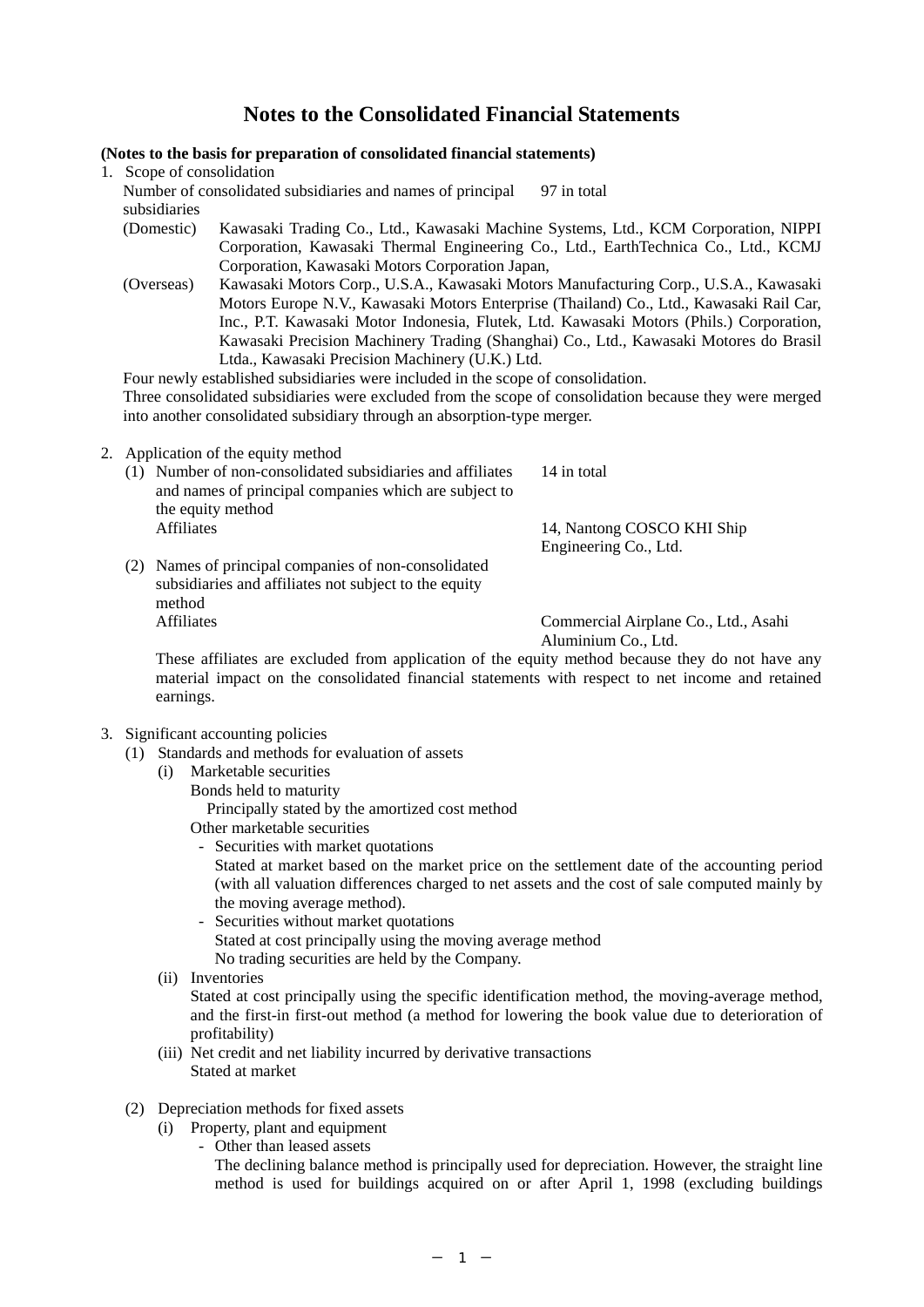# Notes to the Consolidated Financial Statements

**(Notes to the basis for preparation of consolidated financial statements)**

1. Scope of consolidation

   Number of consolidated subsidiaries and names of principal subsidiaries — 97 in total

   (Domestic) Kawasaki Trading Co., Ltd., Kawasaki Machine Systems, Ltd., KCM Corporation, NIPPI Corporation, Kawasaki Thermal Engineering Co., Ltd., EarthTechnica Co., Ltd., KCMJ Corporation, Kawasaki Motors Corporation Japan,

   (Overseas) Kawasaki Motors Corp., U.S.A., Kawasaki Motors Manufacturing Corp., U.S.A., Kawasaki Motors Europe N.V., Kawasaki Motors Enterprise (Thailand) Co., Ltd., Kawasaki Rail Car, Inc., P.T. Kawasaki Motor Indonesia, Flutek, Ltd. Kawasaki Motors (Phils.) Corporation, Kawasaki Precision Machinery Trading (Shanghai) Co., Ltd., Kawasaki Motores do Brasil Ltda., Kawasaki Precision Machinery (U.K.) Ltd.

   Four newly established subsidiaries were included in the scope of consolidation.

   Three consolidated subsidiaries were excluded from the scope of consolidation because they were merged into another consolidated subsidiary through an absorption-type merger.

2. Application of the equity method

   (1) Number of non-consolidated subsidiaries and affiliates and names of principal companies which are subject to the equity method — 14 in total

   Affiliates — 14, Nantong COSCO KHI Ship Engineering Co., Ltd.

   (2) Names of principal companies of non-consolidated subsidiaries and affiliates not subject to the equity method

   Affiliates — Commercial Airplane Co., Ltd., Asahi Aluminium Co., Ltd.

   These affiliates are excluded from application of the equity method because they do not have any material impact on the consolidated financial statements with respect to net income and retained earnings.

3. Significant accounting policies

   (1) Standards and methods for evaluation of assets

   (i) Marketable securities

   Bonds held to maturity

   Principally stated by the amortized cost method

   Other marketable securities

   - Securities with market quotations

     Stated at market based on the market price on the settlement date of the accounting period (with all valuation differences charged to net assets and the cost of sale computed mainly by the moving average method).

   - Securities without market quotations

     Stated at cost principally using the moving average method

     No trading securities are held by the Company.

   (ii) Inventories

   Stated at cost principally using the specific identification method, the moving-average method, and the first-in first-out method (a method for lowering the book value due to deterioration of profitability)

   (iii) Net credit and net liability incurred by derivative transactions

   Stated at market

   (2) Depreciation methods for fixed assets

   (i) Property, plant and equipment

   - Other than leased assets

     The declining balance method is principally used for depreciation. However, the straight line method is used for buildings acquired on or after April 1, 1998 (excluding buildings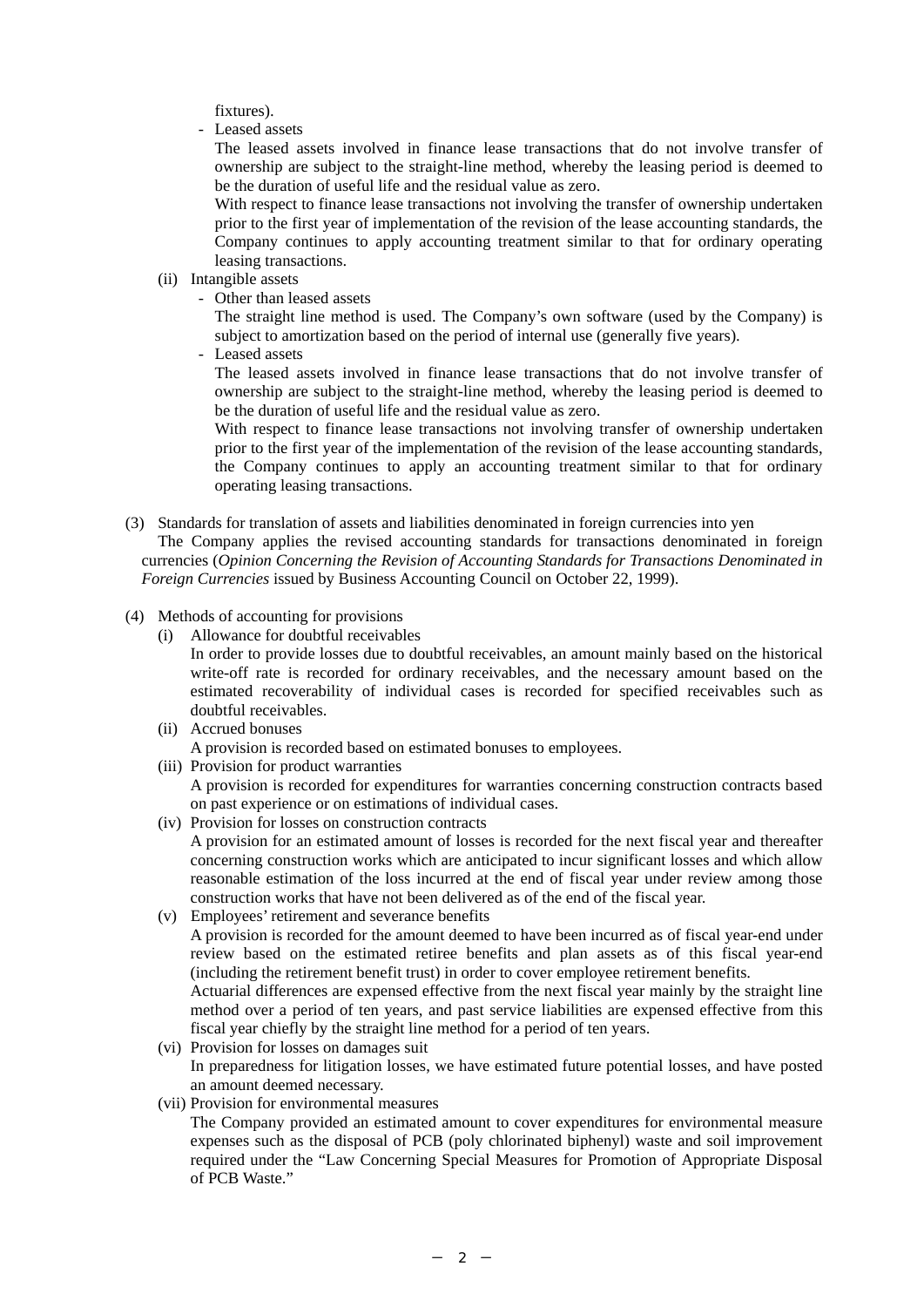fixtures).

- Leased assets

  The leased assets involved in finance lease transactions that do not involve transfer of ownership are subject to the straight-line method, whereby the leasing period is deemed to be the duration of useful life and the residual value as zero.

  With respect to finance lease transactions not involving the transfer of ownership undertaken prior to the first year of implementation of the revision of the lease accounting standards, the Company continues to apply accounting treatment similar to that for ordinary operating leasing transactions.

(ii) Intangible assets

- Other than leased assets

  The straight line method is used. The Company's own software (used by the Company) is subject to amortization based on the period of internal use (generally five years).

- Leased assets

  The leased assets involved in finance lease transactions that do not involve transfer of ownership are subject to the straight-line method, whereby the leasing period is deemed to be the duration of useful life and the residual value as zero.

  With respect to finance lease transactions not involving transfer of ownership undertaken prior to the first year of the implementation of the revision of the lease accounting standards, the Company continues to apply an accounting treatment similar to that for ordinary operating leasing transactions.

(3) Standards for translation of assets and liabilities denominated in foreign currencies into yen

The Company applies the revised accounting standards for transactions denominated in foreign currencies (*Opinion Concerning the Revision of Accounting Standards for Transactions Denominated in Foreign Currencies* issued by Business Accounting Council on October 22, 1999).

(4) Methods of accounting for provisions

(i) Allowance for doubtful receivables

In order to provide losses due to doubtful receivables, an amount mainly based on the historical write-off rate is recorded for ordinary receivables, and the necessary amount based on the estimated recoverability of individual cases is recorded for specified receivables such as doubtful receivables.

(ii) Accrued bonuses

A provision is recorded based on estimated bonuses to employees.

(iii) Provision for product warranties

A provision is recorded for expenditures for warranties concerning construction contracts based on past experience or on estimations of individual cases.

(iv) Provision for losses on construction contracts

A provision for an estimated amount of losses is recorded for the next fiscal year and thereafter concerning construction works which are anticipated to incur significant losses and which allow reasonable estimation of the loss incurred at the end of fiscal year under review among those construction works that have not been delivered as of the end of the fiscal year.

(v) Employees' retirement and severance benefits

A provision is recorded for the amount deemed to have been incurred as of fiscal year-end under review based on the estimated retiree benefits and plan assets as of this fiscal year-end (including the retirement benefit trust) in order to cover employee retirement benefits.

Actuarial differences are expensed effective from the next fiscal year mainly by the straight line method over a period of ten years, and past service liabilities are expensed effective from this fiscal year chiefly by the straight line method for a period of ten years.

(vi) Provision for losses on damages suit

In preparedness for litigation losses, we have estimated future potential losses, and have posted an amount deemed necessary.

(vii) Provision for environmental measures

The Company provided an estimated amount to cover expenditures for environmental measure expenses such as the disposal of PCB (poly chlorinated biphenyl) waste and soil improvement required under the "Law Concerning Special Measures for Promotion of Appropriate Disposal of PCB Waste."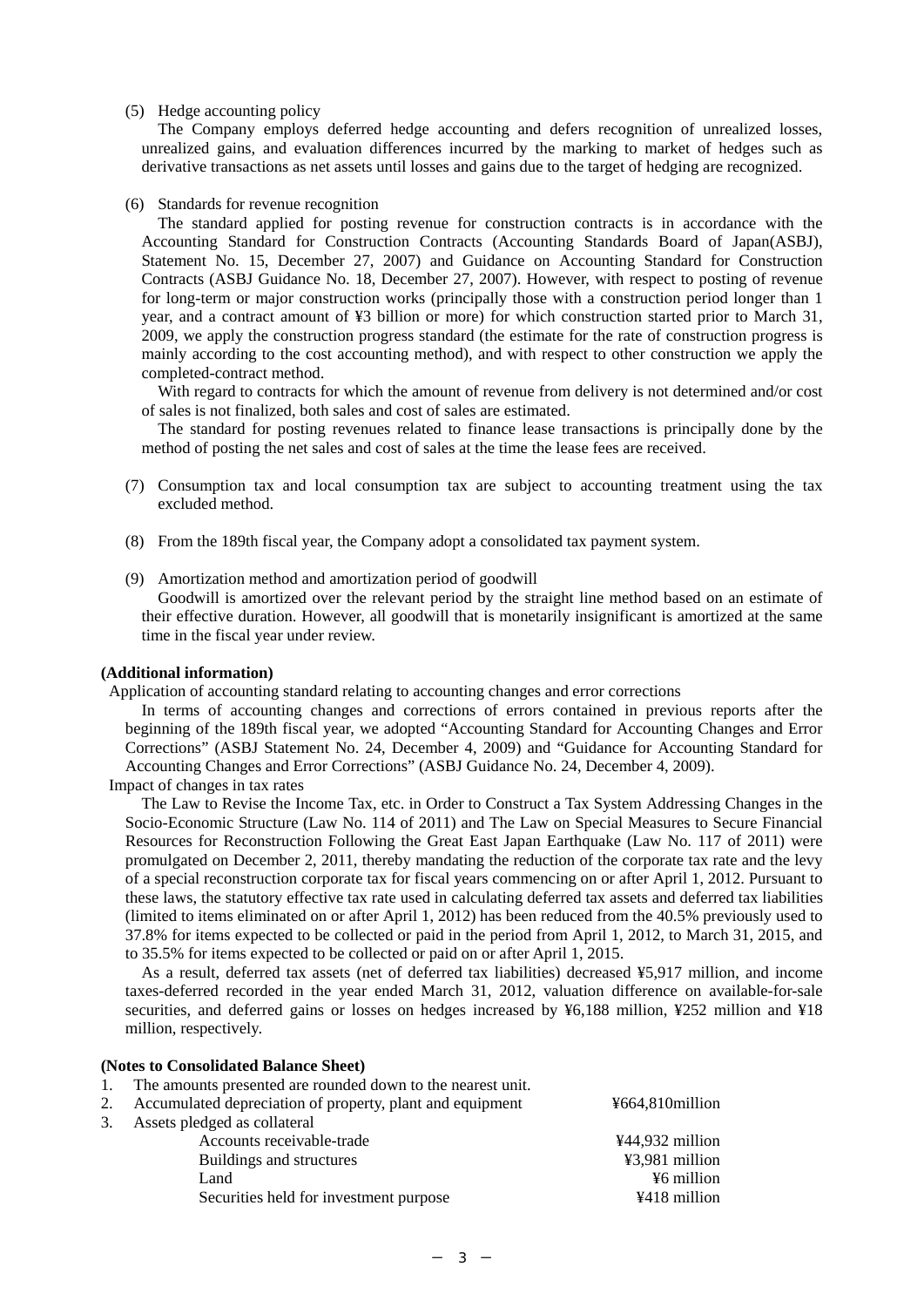(5) Hedge accounting policy

The Company employs deferred hedge accounting and defers recognition of unrealized losses, unrealized gains, and evaluation differences incurred by the marking to market of hedges such as derivative transactions as net assets until losses and gains due to the target of hedging are recognized.

(6) Standards for revenue recognition

The standard applied for posting revenue for construction contracts is in accordance with the Accounting Standard for Construction Contracts (Accounting Standards Board of Japan(ASBJ), Statement No. 15, December 27, 2007) and Guidance on Accounting Standard for Construction Contracts (ASBJ Guidance No. 18, December 27, 2007). However, with respect to posting of revenue for long-term or major construction works (principally those with a construction period longer than 1 year, and a contract amount of ¥3 billion or more) for which construction started prior to March 31, 2009, we apply the construction progress standard (the estimate for the rate of construction progress is mainly according to the cost accounting method), and with respect to other construction we apply the completed-contract method.

With regard to contracts for which the amount of revenue from delivery is not determined and/or cost of sales is not finalized, both sales and cost of sales are estimated.

The standard for posting revenues related to finance lease transactions is principally done by the method of posting the net sales and cost of sales at the time the lease fees are received.

(7) Consumption tax and local consumption tax are subject to accounting treatment using the tax excluded method.

(8) From the 189th fiscal year, the Company adopt a consolidated tax payment system.

(9) Amortization method and amortization period of goodwill

Goodwill is amortized over the relevant period by the straight line method based on an estimate of their effective duration. However, all goodwill that is monetarily insignificant is amortized at the same time in the fiscal year under review.

**(Additional information)**

Application of accounting standard relating to accounting changes and error corrections

In terms of accounting changes and corrections of errors contained in previous reports after the beginning of the 189th fiscal year, we adopted “Accounting Standard for Accounting Changes and Error Corrections” (ASBJ Statement No. 24, December 4, 2009) and “Guidance for Accounting Standard for Accounting Changes and Error Corrections” (ASBJ Guidance No. 24, December 4, 2009).

Impact of changes in tax rates

The Law to Revise the Income Tax, etc. in Order to Construct a Tax System Addressing Changes in the Socio-Economic Structure (Law No. 114 of 2011) and The Law on Special Measures to Secure Financial Resources for Reconstruction Following the Great East Japan Earthquake (Law No. 117 of 2011) were promulgated on December 2, 2011, thereby mandating the reduction of the corporate tax rate and the levy of a special reconstruction corporate tax for fiscal years commencing on or after April 1, 2012. Pursuant to these laws, the statutory effective tax rate used in calculating deferred tax assets and deferred tax liabilities (limited to items eliminated on or after April 1, 2012) has been reduced from the 40.5% previously used to 37.8% for items expected to be collected or paid in the period from April 1, 2012, to March 31, 2015, and to 35.5% for items expected to be collected or paid on or after April 1, 2015.

As a result, deferred tax assets (net of deferred tax liabilities) decreased ¥5,917 million, and income taxes-deferred recorded in the year ended March 31, 2012, valuation difference on available-for-sale securities, and deferred gains or losses on hedges increased by ¥6,188 million, ¥252 million and ¥18 million, respectively.

**(Notes to Consolidated Balance Sheet)**

1. The amounts presented are rounded down to the nearest unit.
2. Accumulated depreciation of property, plant and equipment ¥664,810million
3. Assets pledged as collateral

| | |
|---|---|
| Accounts receivable-trade | ¥44,932 million |
| Buildings and structures | ¥3,981 million |
| Land | ¥6 million |
| Securities held for investment purpose | ¥418 million |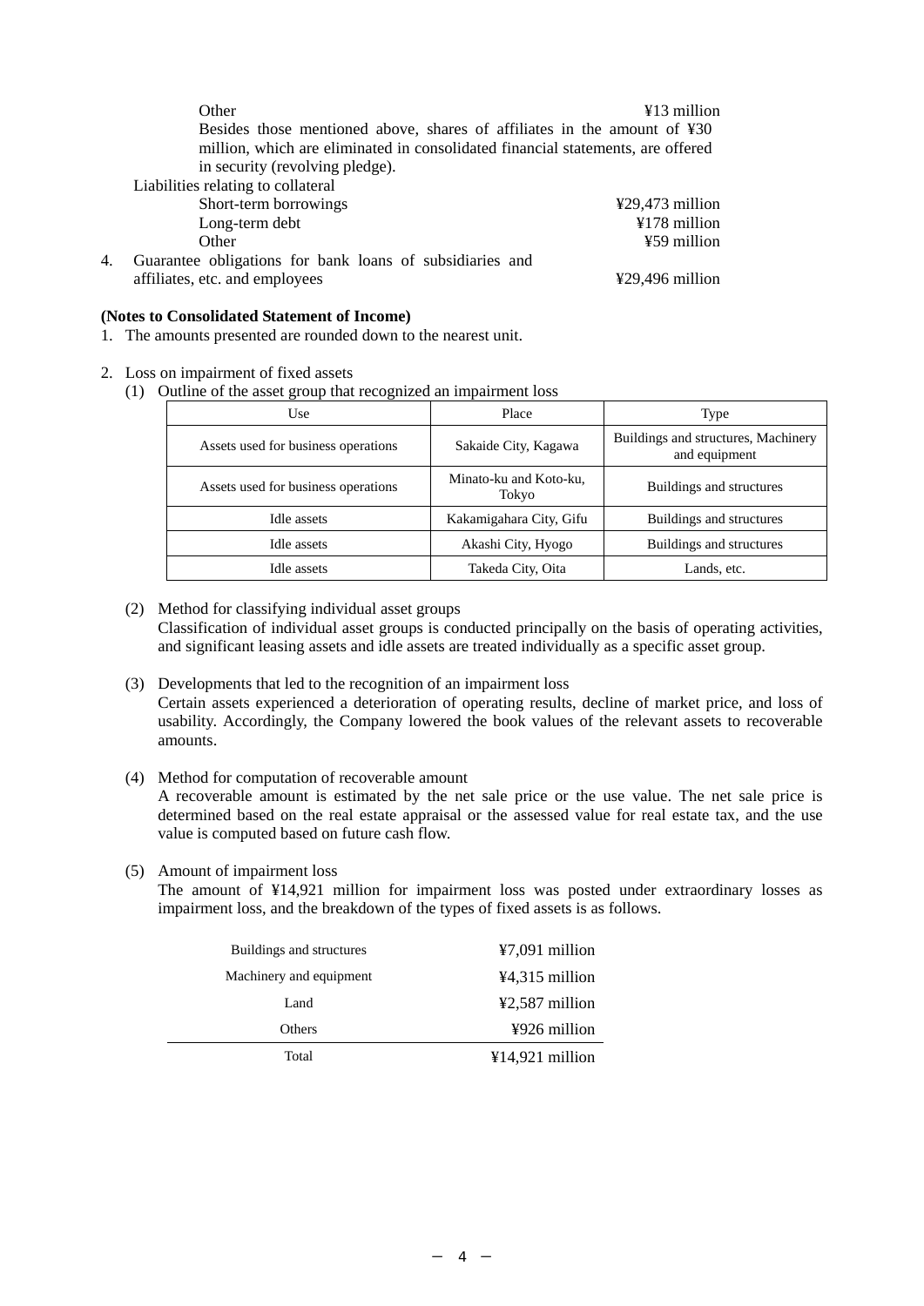Other ¥13 million

Besides those mentioned above, shares of affiliates in the amount of ¥30 million, which are eliminated in consolidated financial statements, are offered in security (revolving pledge).

Liabilities relating to collateral

| | |
|---|---|
| Short-term borrowings | ¥29,473 million |
| Long-term debt | ¥178 million |
| Other | ¥59 million |

4. Guarantee obligations for bank loans of subsidiaries and affiliates, etc. and employees ¥29,496 million

**(Notes to Consolidated Statement of Income)**

1. The amounts presented are rounded down to the nearest unit.

2. Loss on impairment of fixed assets
   (1) Outline of the asset group that recognized an impairment loss

| Use | Place | Type |
|---|---|---|
| Assets used for business operations | Sakaide City, Kagawa | Buildings and structures, Machinery and equipment |
| Assets used for business operations | Minato-ku and Koto-ku, Tokyo | Buildings and structures |
| Idle assets | Kakamigahara City, Gifu | Buildings and structures |
| Idle assets | Akashi City, Hyogo | Buildings and structures |
| Idle assets | Takeda City, Oita | Lands, etc. |

   (2) Method for classifying individual asset groups
   Classification of individual asset groups is conducted principally on the basis of operating activities, and significant leasing assets and idle assets are treated individually as a specific asset group.

   (3) Developments that led to the recognition of an impairment loss
   Certain assets experienced a deterioration of operating results, decline of market price, and loss of usability. Accordingly, the Company lowered the book values of the relevant assets to recoverable amounts.

   (4) Method for computation of recoverable amount
   A recoverable amount is estimated by the net sale price or the use value. The net sale price is determined based on the real estate appraisal or the assessed value for real estate tax, and the use value is computed based on future cash flow.

   (5) Amount of impairment loss
   The amount of ¥14,921 million for impairment loss was posted under extraordinary losses as impairment loss, and the breakdown of the types of fixed assets is as follows.

| | |
|---|---|
| Buildings and structures | ¥7,091 million |
| Machinery and equipment | ¥4,315 million |
| Land | ¥2,587 million |
| Others | ¥926 million |
| Total | ¥14,921 million |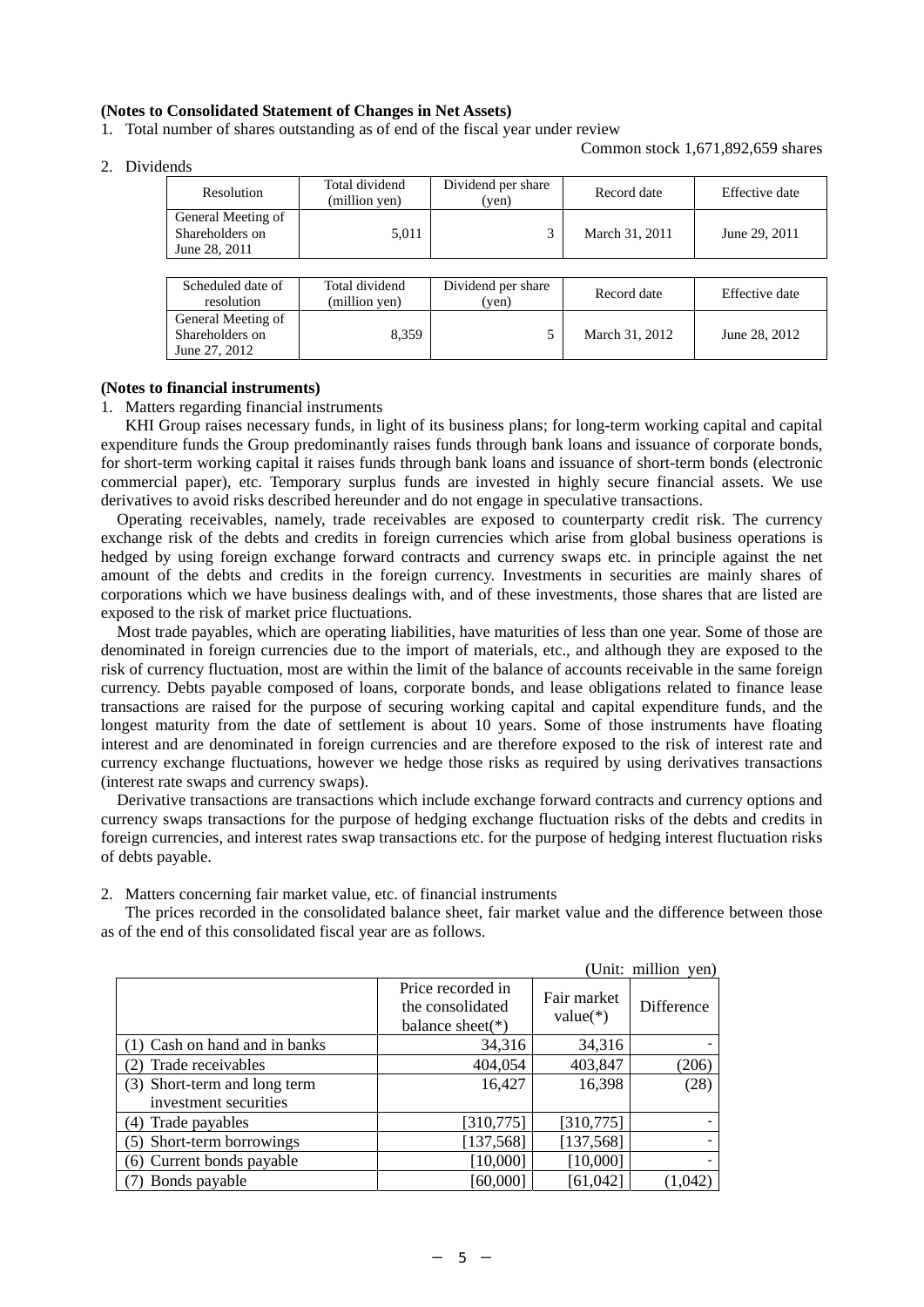**(Notes to Consolidated Statement of Changes in Net Assets)**

1. Total number of shares outstanding as of end of the fiscal year under review

Common stock 1,671,892,659 shares

2. Dividends

| Resolution | Total dividend (million yen) | Dividend per share (yen) | Record date | Effective date |
|---|---|---|---|---|
| General Meeting of Shareholders on June 28, 2011 | 5,011 | 3 | March 31, 2011 | June 29, 2011 |

| Scheduled date of resolution | Total dividend (million yen) | Dividend per share (yen) | Record date | Effective date |
|---|---|---|---|---|
| General Meeting of Shareholders on June 27, 2012 | 8,359 | 5 | March 31, 2012 | June 28, 2012 |

**(Notes to financial instruments)**

1. Matters regarding financial instruments

KHI Group raises necessary funds, in light of its business plans; for long-term working capital and capital expenditure funds the Group predominantly raises funds through bank loans and issuance of corporate bonds, for short-term working capital it raises funds through bank loans and issuance of short-term bonds (electronic commercial paper), etc. Temporary surplus funds are invested in highly secure financial assets. We use derivatives to avoid risks described hereunder and do not engage in speculative transactions.

Operating receivables, namely, trade receivables are exposed to counterparty credit risk. The currency exchange risk of the debts and credits in foreign currencies which arise from global business operations is hedged by using foreign exchange forward contracts and currency swaps etc. in principle against the net amount of the debts and credits in the foreign currency. Investments in securities are mainly shares of corporations which we have business dealings with, and of these investments, those shares that are listed are exposed to the risk of market price fluctuations.

Most trade payables, which are operating liabilities, have maturities of less than one year. Some of those are denominated in foreign currencies due to the import of materials, etc., and although they are exposed to the risk of currency fluctuation, most are within the limit of the balance of accounts receivable in the same foreign currency. Debts payable composed of loans, corporate bonds, and lease obligations related to finance lease transactions are raised for the purpose of securing working capital and capital expenditure funds, and the longest maturity from the date of settlement is about 10 years. Some of those instruments have floating interest and are denominated in foreign currencies and are therefore exposed to the risk of interest rate and currency exchange fluctuations, however we hedge those risks as required by using derivatives transactions (interest rate swaps and currency swaps).

Derivative transactions are transactions which include exchange forward contracts and currency options and currency swaps transactions for the purpose of hedging exchange fluctuation risks of the debts and credits in foreign currencies, and interest rates swap transactions etc. for the purpose of hedging interest fluctuation risks of debts payable.

2. Matters concerning fair market value, etc. of financial instruments

The prices recorded in the consolidated balance sheet, fair market value and the difference between those as of the end of this consolidated fiscal year are as follows.

(Unit: million yen)

| | Price recorded in the consolidated balance sheet(*) | Fair market value(*) | Difference |
|---|---|---|---|
| (1) Cash on hand and in banks | 34,316 | 34,316 | - |
| (2) Trade receivables | 404,054 | 403,847 | (206) |
| (3) Short-term and long term investment securities | 16,427 | 16,398 | (28) |
| (4) Trade payables | [310,775] | [310,775] | - |
| (5) Short-term borrowings | [137,568] | [137,568] | - |
| (6) Current bonds payable | [10,000] | [10,000] | - |
| (7) Bonds payable | [60,000] | [61,042] | (1,042) |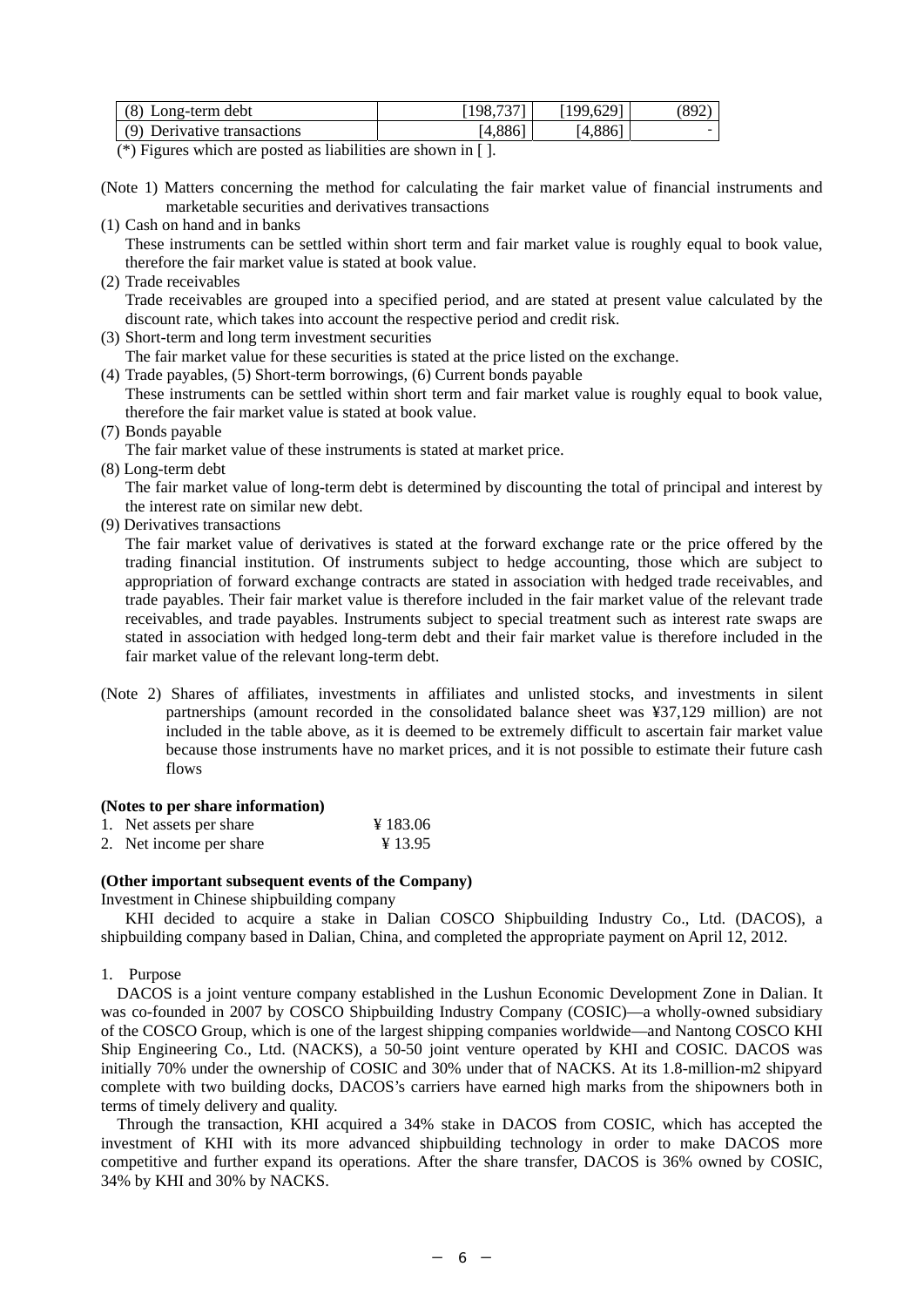| | | | |
|---|---|---|---|
| (8) Long-term debt | [198,737] | [199,629] | (892) |
| (9) Derivative transactions | [4,886] | [4,886] | - |

(*) Figures which are posted as liabilities are shown in [ ].

(Note 1) Matters concerning the method for calculating the fair market value of financial instruments and marketable securities and derivatives transactions

(1) Cash on hand and in banks
These instruments can be settled within short term and fair market value is roughly equal to book value, therefore the fair market value is stated at book value.

(2) Trade receivables
Trade receivables are grouped into a specified period, and are stated at present value calculated by the discount rate, which takes into account the respective period and credit risk.

(3) Short-term and long term investment securities
The fair market value for these securities is stated at the price listed on the exchange.

(4) Trade payables, (5) Short-term borrowings, (6) Current bonds payable
These instruments can be settled within short term and fair market value is roughly equal to book value, therefore the fair market value is stated at book value.

(7) Bonds payable
The fair market value of these instruments is stated at market price.

(8) Long-term debt
The fair market value of long-term debt is determined by discounting the total of principal and interest by the interest rate on similar new debt.

(9) Derivatives transactions
The fair market value of derivatives is stated at the forward exchange rate or the price offered by the trading financial institution. Of instruments subject to hedge accounting, those which are subject to appropriation of forward exchange contracts are stated in association with hedged trade receivables, and trade payables. Their fair market value is therefore included in the fair market value of the relevant trade receivables, and trade payables. Instruments subject to special treatment such as interest rate swaps are stated in association with hedged long-term debt and their fair market value is therefore included in the fair market value of the relevant long-term debt.

(Note 2) Shares of affiliates, investments in affiliates and unlisted stocks, and investments in silent partnerships (amount recorded in the consolidated balance sheet was ¥37,129 million) are not included in the table above, as it is deemed to be extremely difficult to ascertain fair market value because those instruments have no market prices, and it is not possible to estimate their future cash flows

**(Notes to per share information)**

1. Net assets per share ¥ 183.06
2. Net income per share ¥ 13.95

**(Other important subsequent events of the Company)**

Investment in Chinese shipbuilding company

KHI decided to acquire a stake in Dalian COSCO Shipbuilding Industry Co., Ltd. (DACOS), a shipbuilding company based in Dalian, China, and completed the appropriate payment on April 12, 2012.

1. Purpose

DACOS is a joint venture company established in the Lushun Economic Development Zone in Dalian. It was co-founded in 2007 by COSCO Shipbuilding Industry Company (COSIC)—a wholly-owned subsidiary of the COSCO Group, which is one of the largest shipping companies worldwide—and Nantong COSCO KHI Ship Engineering Co., Ltd. (NACKS), a 50-50 joint venture operated by KHI and COSIC. DACOS was initially 70% under the ownership of COSIC and 30% under that of NACKS. At its 1.8-million-m2 shipyard complete with two building docks, DACOS's carriers have earned high marks from the shipowners both in terms of timely delivery and quality.

Through the transaction, KHI acquired a 34% stake in DACOS from COSIC, which has accepted the investment of KHI with its more advanced shipbuilding technology in order to make DACOS more competitive and further expand its operations. After the share transfer, DACOS is 36% owned by COSIC, 34% by KHI and 30% by NACKS.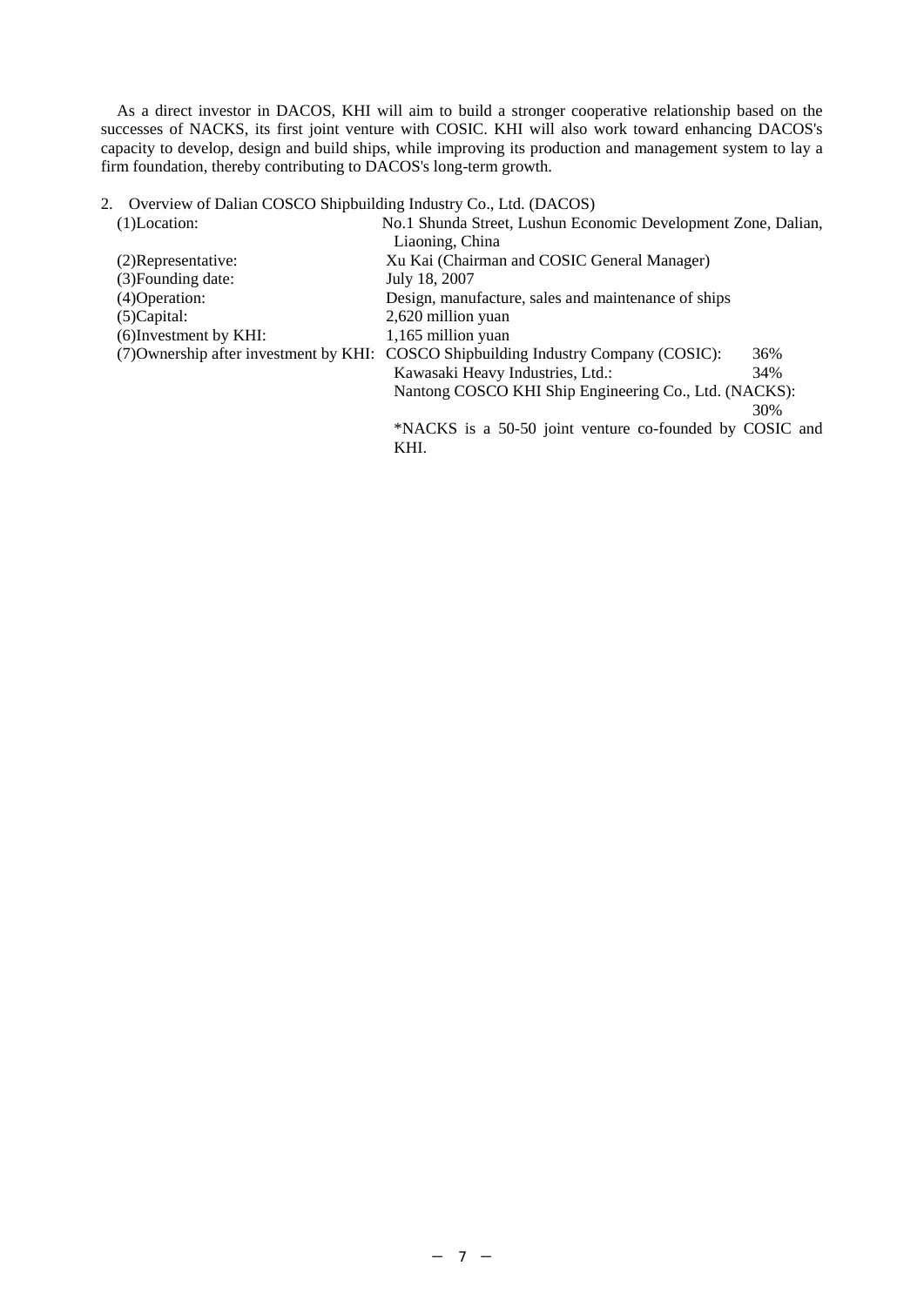As a direct investor in DACOS, KHI will aim to build a stronger cooperative relationship based on the successes of NACKS, its first joint venture with COSIC. KHI will also work toward enhancing DACOS's capacity to develop, design and build ships, while improving its production and management system to lay a firm foundation, thereby contributing to DACOS's long-term growth.

2. Overview of Dalian COSCO Shipbuilding Industry Co., Ltd. (DACOS)

| | |
|---|---|
| (1)Location: | No.1 Shunda Street, Lushun Economic Development Zone, Dalian, Liaoning, China |
| (2)Representative: | Xu Kai (Chairman and COSIC General Manager) |
| (3)Founding date: | July 18, 2007 |
| (4)Operation: | Design, manufacture, sales and maintenance of ships |
| (5)Capital: | 2,620 million yuan |
| (6)Investment by KHI: | 1,165 million yuan |
| (7)Ownership after investment by KHI: | COSCO Shipbuilding Industry Company (COSIC): 36%<br>Kawasaki Heavy Industries, Ltd.: 34%<br>Nantong COSCO KHI Ship Engineering Co., Ltd. (NACKS): 30%<br>*NACKS is a 50-50 joint venture co-founded by COSIC and KHI. |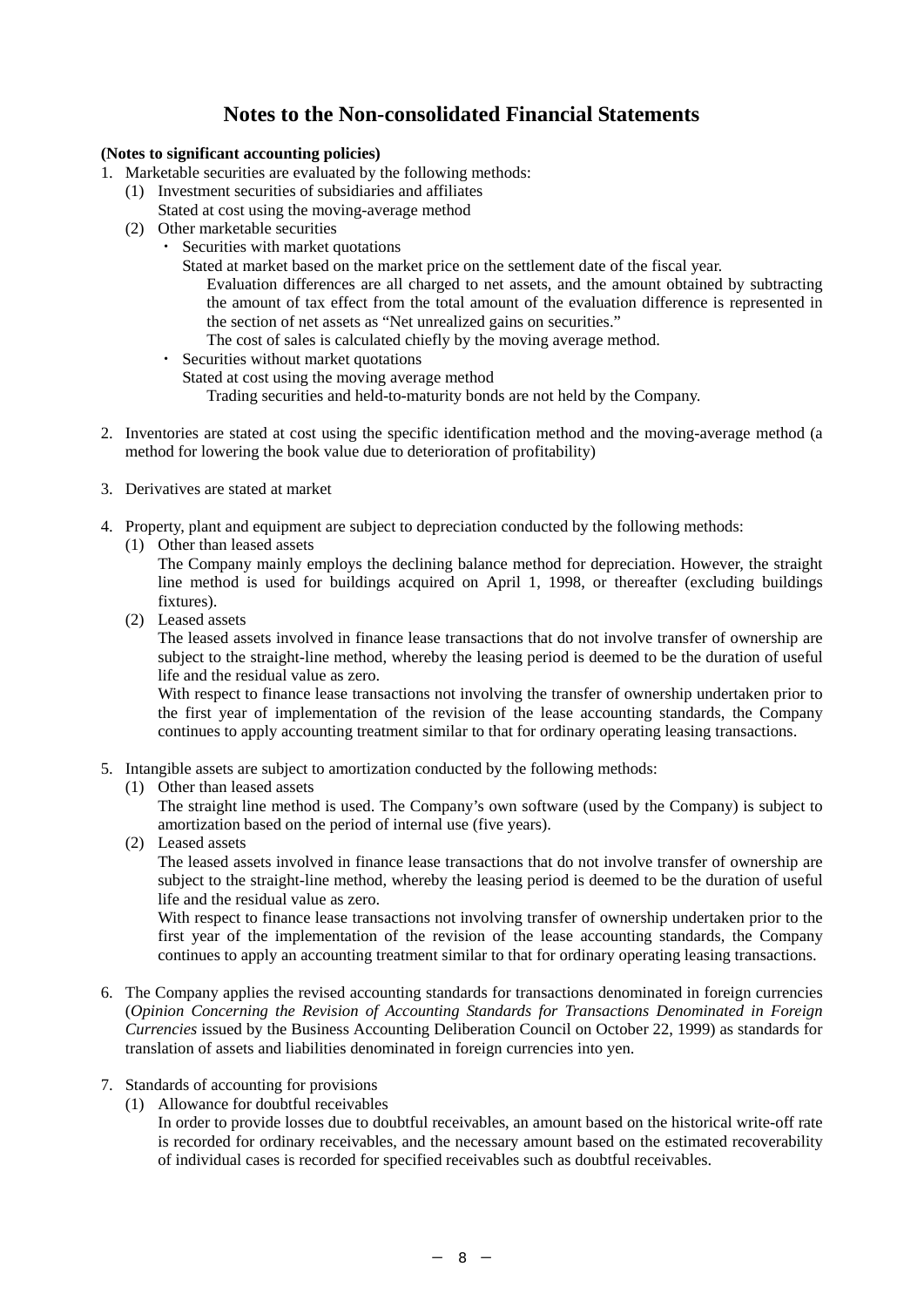# Notes to the Non-consolidated Financial Statements

**(Notes to significant accounting policies)**

1. Marketable securities are evaluated by the following methods:
   (1) Investment securities of subsidiaries and affiliates
   Stated at cost using the moving-average method
   (2) Other marketable securities
   - Securities with market quotations
     Stated at market based on the market price on the settlement date of the fiscal year.
     Evaluation differences are all charged to net assets, and the amount obtained by subtracting the amount of tax effect from the total amount of the evaluation difference is represented in the section of net assets as "Net unrealized gains on securities."
     The cost of sales is calculated chiefly by the moving average method.
   - Securities without market quotations
     Stated at cost using the moving average method
     Trading securities and held-to-maturity bonds are not held by the Company.

2. Inventories are stated at cost using the specific identification method and the moving-average method (a method for lowering the book value due to deterioration of profitability)

3. Derivatives are stated at market

4. Property, plant and equipment are subject to depreciation conducted by the following methods:
   (1) Other than leased assets
   The Company mainly employs the declining balance method for depreciation. However, the straight line method is used for buildings acquired on April 1, 1998, or thereafter (excluding buildings fixtures).
   (2) Leased assets
   The leased assets involved in finance lease transactions that do not involve transfer of ownership are subject to the straight-line method, whereby the leasing period is deemed to be the duration of useful life and the residual value as zero.
   With respect to finance lease transactions not involving the transfer of ownership undertaken prior to the first year of implementation of the revision of the lease accounting standards, the Company continues to apply accounting treatment similar to that for ordinary operating leasing transactions.

5. Intangible assets are subject to amortization conducted by the following methods:
   (1) Other than leased assets
   The straight line method is used. The Company's own software (used by the Company) is subject to amortization based on the period of internal use (five years).
   (2) Leased assets
   The leased assets involved in finance lease transactions that do not involve transfer of ownership are subject to the straight-line method, whereby the leasing period is deemed to be the duration of useful life and the residual value as zero.
   With respect to finance lease transactions not involving transfer of ownership undertaken prior to the first year of the implementation of the revision of the lease accounting standards, the Company continues to apply an accounting treatment similar to that for ordinary operating leasing transactions.

6. The Company applies the revised accounting standards for transactions denominated in foreign currencies (*Opinion Concerning the Revision of Accounting Standards for Transactions Denominated in Foreign Currencies* issued by the Business Accounting Deliberation Council on October 22, 1999) as standards for translation of assets and liabilities denominated in foreign currencies into yen.

7. Standards of accounting for provisions
   (1) Allowance for doubtful receivables
   In order to provide losses due to doubtful receivables, an amount based on the historical write-off rate is recorded for ordinary receivables, and the necessary amount based on the estimated recoverability of individual cases is recorded for specified receivables such as doubtful receivables.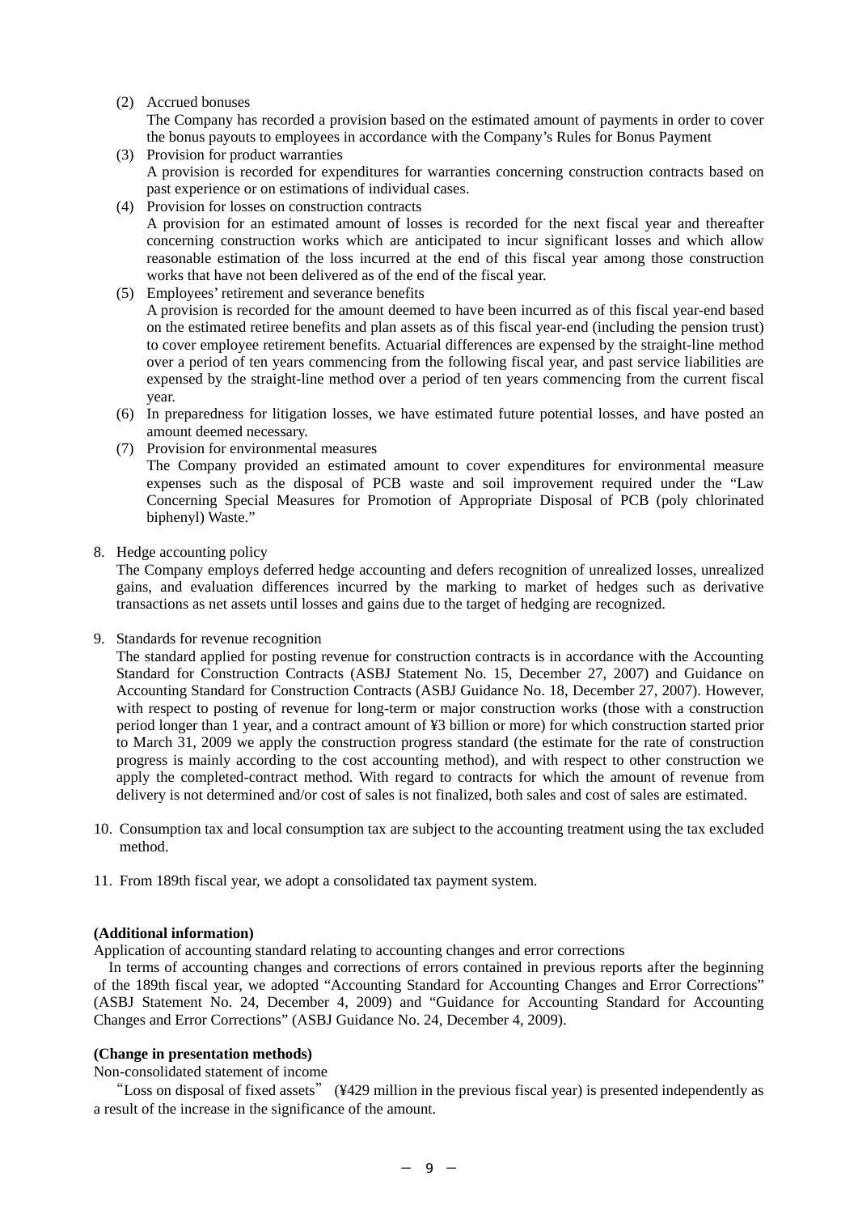(2) Accrued bonuses
The Company has recorded a provision based on the estimated amount of payments in order to cover the bonus payouts to employees in accordance with the Company's Rules for Bonus Payment

(3) Provision for product warranties
A provision is recorded for expenditures for warranties concerning construction contracts based on past experience or on estimations of individual cases.

(4) Provision for losses on construction contracts
A provision for an estimated amount of losses is recorded for the next fiscal year and thereafter concerning construction works which are anticipated to incur significant losses and which allow reasonable estimation of the loss incurred at the end of this fiscal year among those construction works that have not been delivered as of the end of the fiscal year.

(5) Employees' retirement and severance benefits
A provision is recorded for the amount deemed to have been incurred as of this fiscal year-end based on the estimated retiree benefits and plan assets as of this fiscal year-end (including the pension trust) to cover employee retirement benefits. Actuarial differences are expensed by the straight-line method over a period of ten years commencing from the following fiscal year, and past service liabilities are expensed by the straight-line method over a period of ten years commencing from the current fiscal year.

(6) In preparedness for litigation losses, we have estimated future potential losses, and have posted an amount deemed necessary.

(7) Provision for environmental measures
The Company provided an estimated amount to cover expenditures for environmental measure expenses such as the disposal of PCB waste and soil improvement required under the "Law Concerning Special Measures for Promotion of Appropriate Disposal of PCB (poly chlorinated biphenyl) Waste."

8. Hedge accounting policy
The Company employs deferred hedge accounting and defers recognition of unrealized losses, unrealized gains, and evaluation differences incurred by the marking to market of hedges such as derivative transactions as net assets until losses and gains due to the target of hedging are recognized.

9. Standards for revenue recognition
The standard applied for posting revenue for construction contracts is in accordance with the Accounting Standard for Construction Contracts (ASBJ Statement No. 15, December 27, 2007) and Guidance on Accounting Standard for Construction Contracts (ASBJ Guidance No. 18, December 27, 2007). However, with respect to posting of revenue for long-term or major construction works (those with a construction period longer than 1 year, and a contract amount of ¥3 billion or more) for which construction started prior to March 31, 2009 we apply the construction progress standard (the estimate for the rate of construction progress is mainly according to the cost accounting method), and with respect to other construction we apply the completed-contract method. With regard to contracts for which the amount of revenue from delivery is not determined and/or cost of sales is not finalized, both sales and cost of sales are estimated.

10. Consumption tax and local consumption tax are subject to the accounting treatment using the tax excluded method.

11. From 189th fiscal year, we adopt a consolidated tax payment system.

**(Additional information)**

Application of accounting standard relating to accounting changes and error corrections

In terms of accounting changes and corrections of errors contained in previous reports after the beginning of the 189th fiscal year, we adopted "Accounting Standard for Accounting Changes and Error Corrections" (ASBJ Statement No. 24, December 4, 2009) and "Guidance for Accounting Standard for Accounting Changes and Error Corrections" (ASBJ Guidance No. 24, December 4, 2009).

**(Change in presentation methods)**

Non-consolidated statement of income

"Loss on disposal of fixed assets" (¥429 million in the previous fiscal year) is presented independently as a result of the increase in the significance of the amount.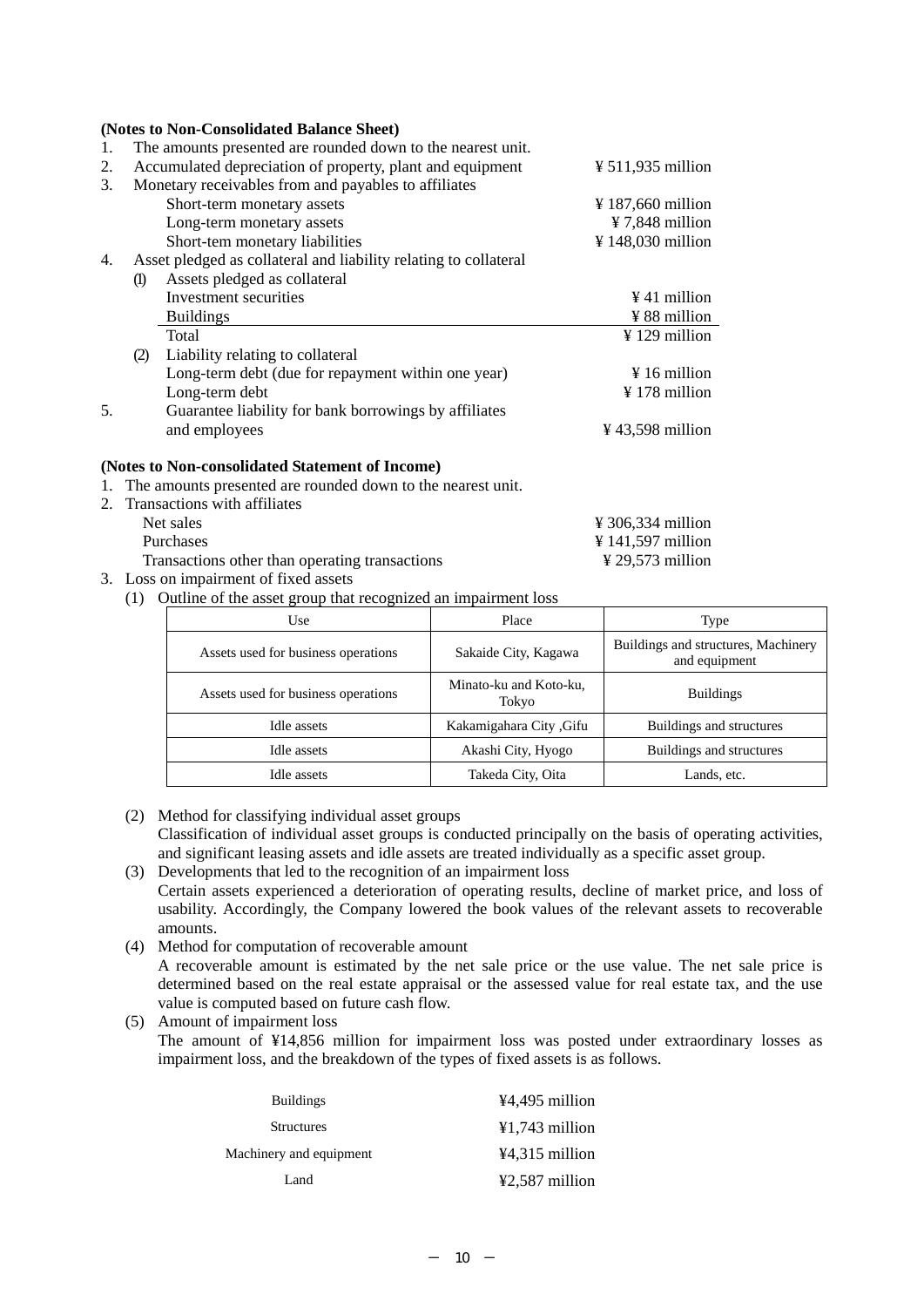**(Notes to Non-Consolidated Balance Sheet)**

1. The amounts presented are rounded down to the nearest unit.
2. Accumulated depreciation of property, plant and equipment ¥ 511,935 million
3. Monetary receivables from and payables to affiliates

| | |
|---|---|
| Short-term monetary assets | ¥ 187,660 million |
| Long-term monetary assets | ¥ 7,848 million |
| Short-tem monetary liabilities | ¥ 148,030 million |

4. Asset pledged as collateral and liability relating to collateral

(1) Assets pledged as collateral

| | |
|---|---|
| Investment securities | ¥ 41 million |
| Buildings | ¥ 88 million |
| Total | ¥ 129 million |

(2) Liability relating to collateral

| | |
|---|---|
| Long-term debt (due for repayment within one year) | ¥ 16 million |
| Long-term debt | ¥ 178 million |

5. Guarantee liability for bank borrowings by affiliates and employees ¥ 43,598 million

**(Notes to Non-consolidated Statement of Income)**

1. The amounts presented are rounded down to the nearest unit.
2. Transactions with affiliates

| | |
|---|---|
| Net sales | ¥ 306,334 million |
| Purchases | ¥ 141,597 million |
| Transactions other than operating transactions | ¥ 29,573 million |

3. Loss on impairment of fixed assets

(1) Outline of the asset group that recognized an impairment loss

| Use | Place | Type |
|---|---|---|
| Assets used for business operations | Sakaide City, Kagawa | Buildings and structures, Machinery and equipment |
| Assets used for business operations | Minato-ku and Koto-ku, Tokyo | Buildings |
| Idle assets | Kakamigahara City ,Gifu | Buildings and structures |
| Idle assets | Akashi City, Hyogo | Buildings and structures |
| Idle assets | Takeda City, Oita | Lands, etc. |

(2) Method for classifying individual asset groups
Classification of individual asset groups is conducted principally on the basis of operating activities, and significant leasing assets and idle assets are treated individually as a specific asset group.

(3) Developments that led to the recognition of an impairment loss
Certain assets experienced a deterioration of operating results, decline of market price, and loss of usability. Accordingly, the Company lowered the book values of the relevant assets to recoverable amounts.

(4) Method for computation of recoverable amount
A recoverable amount is estimated by the net sale price or the use value. The net sale price is determined based on the real estate appraisal or the assessed value for real estate tax, and the use value is computed based on future cash flow.

(5) Amount of impairment loss
The amount of ¥14,856 million for impairment loss was posted under extraordinary losses as impairment loss, and the breakdown of the types of fixed assets is as follows.

| | |
|---|---|
| Buildings | ¥4,495 million |
| Structures | ¥1,743 million |
| Machinery and equipment | ¥4,315 million |
| Land | ¥2,587 million |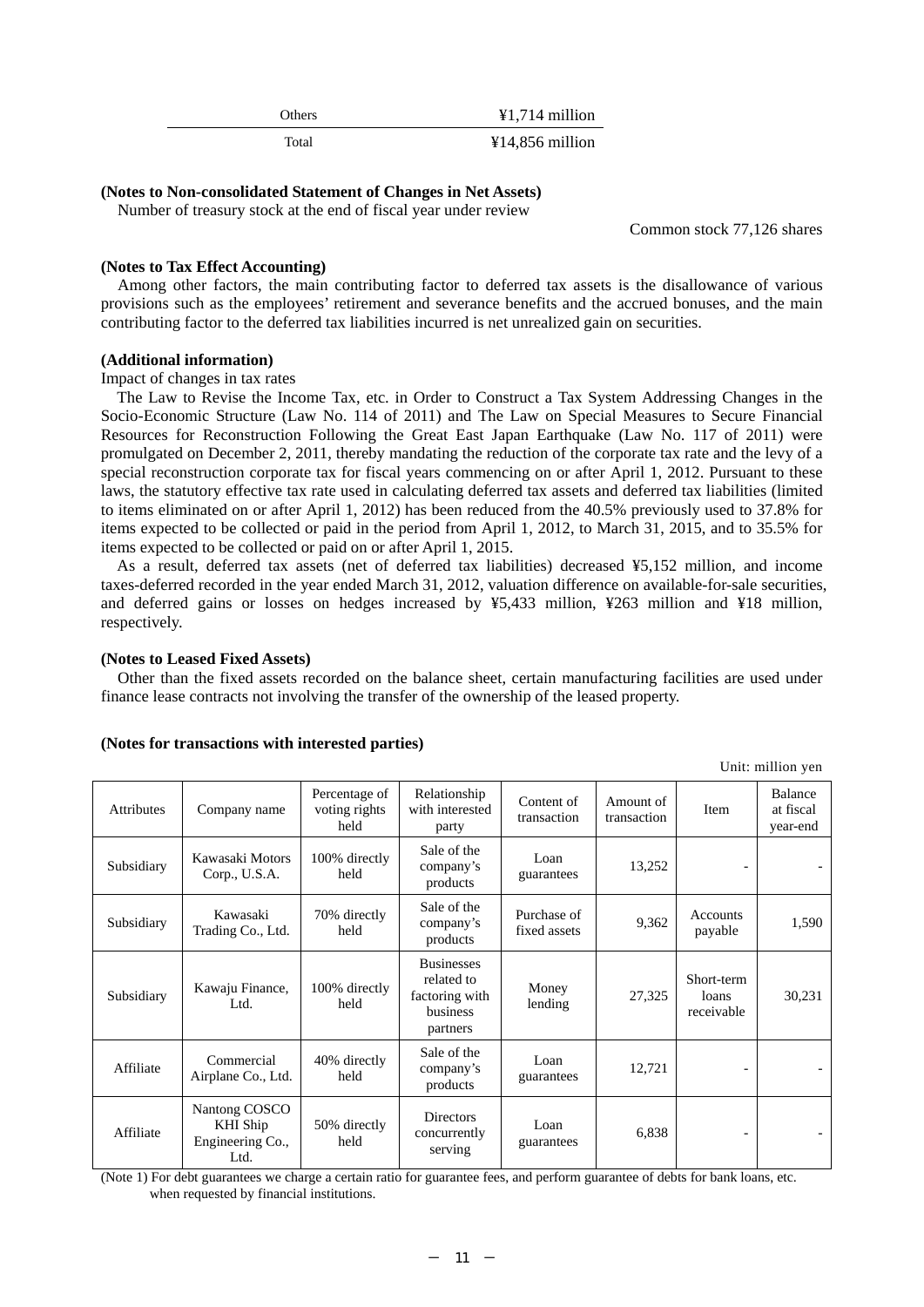| Others | ¥1,714 million |
|---|---|
| Total | ¥14,856 million |

**(Notes to Non-consolidated Statement of Changes in Net Assets)**

Number of treasury stock at the end of fiscal year under review

Common stock 77,126 shares

**(Notes to Tax Effect Accounting)**

Among other factors, the main contributing factor to deferred tax assets is the disallowance of various provisions such as the employees' retirement and severance benefits and the accrued bonuses, and the main contributing factor to the deferred tax liabilities incurred is net unrealized gain on securities.

**(Additional information)**

Impact of changes in tax rates

The Law to Revise the Income Tax, etc. in Order to Construct a Tax System Addressing Changes in the Socio-Economic Structure (Law No. 114 of 2011) and The Law on Special Measures to Secure Financial Resources for Reconstruction Following the Great East Japan Earthquake (Law No. 117 of 2011) were promulgated on December 2, 2011, thereby mandating the reduction of the corporate tax rate and the levy of a special reconstruction corporate tax for fiscal years commencing on or after April 1, 2012. Pursuant to these laws, the statutory effective tax rate used in calculating deferred tax assets and deferred tax liabilities (limited to items eliminated on or after April 1, 2012) has been reduced from the 40.5% previously used to 37.8% for items expected to be collected or paid in the period from April 1, 2012, to March 31, 2015, and to 35.5% for items expected to be collected or paid on or after April 1, 2015.

As a result, deferred tax assets (net of deferred tax liabilities) decreased ¥5,152 million, and income taxes-deferred recorded in the year ended March 31, 2012, valuation difference on available-for-sale securities, and deferred gains or losses on hedges increased by ¥5,433 million, ¥263 million and ¥18 million, respectively.

**(Notes to Leased Fixed Assets)**

Other than the fixed assets recorded on the balance sheet, certain manufacturing facilities are used under finance lease contracts not involving the transfer of the ownership of the leased property.

**(Notes for transactions with interested parties)**

Unit: million yen

| Attributes | Company name | Percentage of voting rights held | Relationship with interested party | Content of transaction | Amount of transaction | Item | Balance at fiscal year-end |
|---|---|---|---|---|---|---|---|
| Subsidiary | Kawasaki Motors Corp., U.S.A. | 100% directly held | Sale of the company's products | Loan guarantees | 13,252 | - | - |
| Subsidiary | Kawasaki Trading Co., Ltd. | 70% directly held | Sale of the company's products | Purchase of fixed assets | 9,362 | Accounts payable | 1,590 |
| Subsidiary | Kawaju Finance, Ltd. | 100% directly held | Businesses related to factoring with business partners | Money lending | 27,325 | Short-term loans receivable | 30,231 |
| Affiliate | Commercial Airplane Co., Ltd. | 40% directly held | Sale of the company's products | Loan guarantees | 12,721 | - | - |
| Affiliate | Nantong COSCO KHI Ship Engineering Co., Ltd. | 50% directly held | Directors concurrently serving | Loan guarantees | 6,838 | - | - |

(Note 1) For debt guarantees we charge a certain ratio for guarantee fees, and perform guarantee of debts for bank loans, etc. when requested by financial institutions.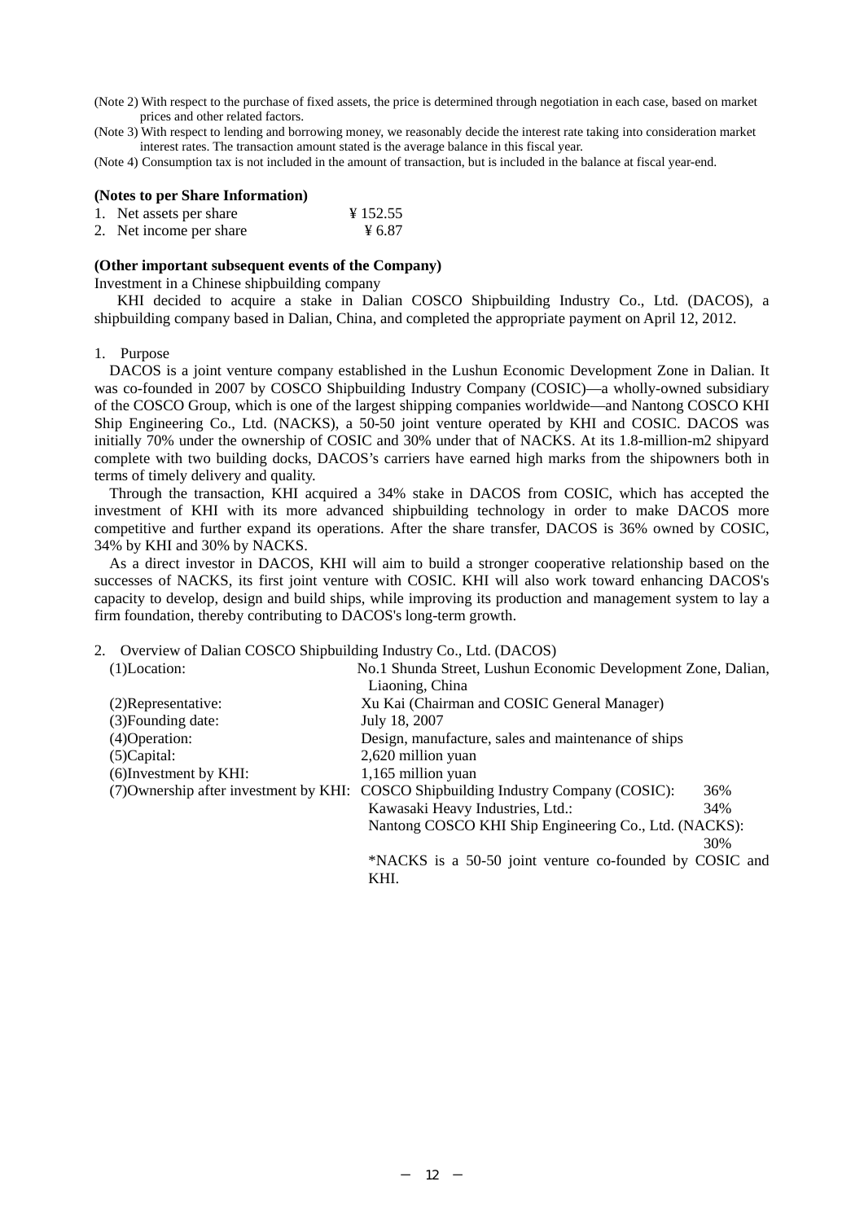(Note 2) With respect to the purchase of fixed assets, the price is determined through negotiation in each case, based on market prices and other related factors.

(Note 3) With respect to lending and borrowing money, we reasonably decide the interest rate taking into consideration market interest rates. The transaction amount stated is the average balance in this fiscal year.

(Note 4) Consumption tax is not included in the amount of transaction, but is included in the balance at fiscal year-end.

**(Notes to per Share Information)**

| | |
|---|---|
| 1. Net assets per share | ¥ 152.55 |
| 2. Net income per share | ¥ 6.87 |

**(Other important subsequent events of the Company)**

Investment in a Chinese shipbuilding company

KHI decided to acquire a stake in Dalian COSCO Shipbuilding Industry Co., Ltd. (DACOS), a shipbuilding company based in Dalian, China, and completed the appropriate payment on April 12, 2012.

1. Purpose

DACOS is a joint venture company established in the Lushun Economic Development Zone in Dalian. It was co-founded in 2007 by COSCO Shipbuilding Industry Company (COSIC)—a wholly-owned subsidiary of the COSCO Group, which is one of the largest shipping companies worldwide—and Nantong COSCO KHI Ship Engineering Co., Ltd. (NACKS), a 50-50 joint venture operated by KHI and COSIC. DACOS was initially 70% under the ownership of COSIC and 30% under that of NACKS. At its 1.8-million-m2 shipyard complete with two building docks, DACOS's carriers have earned high marks from the shipowners both in terms of timely delivery and quality.

Through the transaction, KHI acquired a 34% stake in DACOS from COSIC, which has accepted the investment of KHI with its more advanced shipbuilding technology in order to make DACOS more competitive and further expand its operations. After the share transfer, DACOS is 36% owned by COSIC, 34% by KHI and 30% by NACKS.

As a direct investor in DACOS, KHI will aim to build a stronger cooperative relationship based on the successes of NACKS, its first joint venture with COSIC. KHI will also work toward enhancing DACOS's capacity to develop, design and build ships, while improving its production and management system to lay a firm foundation, thereby contributing to DACOS's long-term growth.

2. Overview of Dalian COSCO Shipbuilding Industry Co., Ltd. (DACOS)

| | | |
|---|---|---|
| (1)Location: | No.1 Shunda Street, Lushun Economic Development Zone, Dalian, Liaoning, China | |
| (2)Representative: | Xu Kai (Chairman and COSIC General Manager) | |
| (3)Founding date: | July 18, 2007 | |
| (4)Operation: | Design, manufacture, sales and maintenance of ships | |
| (5)Capital: | 2,620 million yuan | |
| (6)Investment by KHI: | 1,165 million yuan | |
| (7)Ownership after investment by KHI: | COSCO Shipbuilding Industry Company (COSIC): | 36% |
| | Kawasaki Heavy Industries, Ltd.: | 34% |
| | Nantong COSCO KHI Ship Engineering Co., Ltd. (NACKS): | 30% |
| | *NACKS is a 50-50 joint venture co-founded by COSIC and KHI. | |